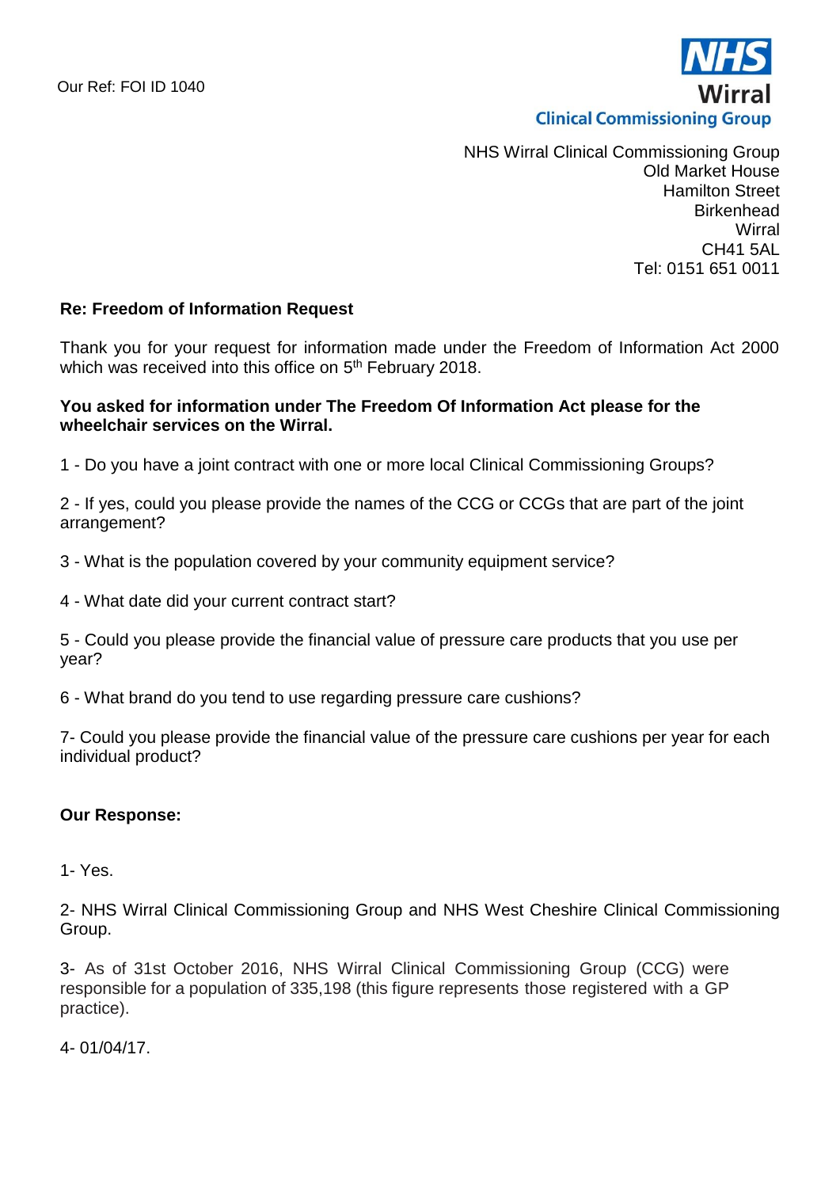Our Ref: FOI ID 1040

NHS
Wirral
Clinical Commissioning Group

NHS Wirral Clinical Commissioning Group
Old Market House
Hamilton Street
Birkenhead
Wirral
CH41 5AL
Tel: 0151 651 0011

**Re: Freedom of Information Request**

Thank you for your request for information made under the Freedom of Information Act 2000 which was received into this office on 5th February 2018.

**You asked for information under The Freedom Of Information Act please for the wheelchair services on the Wirral.**

1 - Do you have a joint contract with one or more local Clinical Commissioning Groups?

2 - If yes, could you please provide the names of the CCG or CCGs that are part of the joint arrangement?

3 - What is the population covered by your community equipment service?

4 - What date did your current contract start?

5 - Could you please provide the financial value of pressure care products that you use per year?

6 - What brand do you tend to use regarding pressure care cushions?

7- Could you please provide the financial value of the pressure care cushions per year for each individual product?

**Our Response:**

1- Yes.

2- NHS Wirral Clinical Commissioning Group and NHS West Cheshire Clinical Commissioning Group.

3- As of 31st October 2016, NHS Wirral Clinical Commissioning Group (CCG) were responsible for a population of 335,198 (this figure represents those registered with a GP practice).

4- 01/04/17.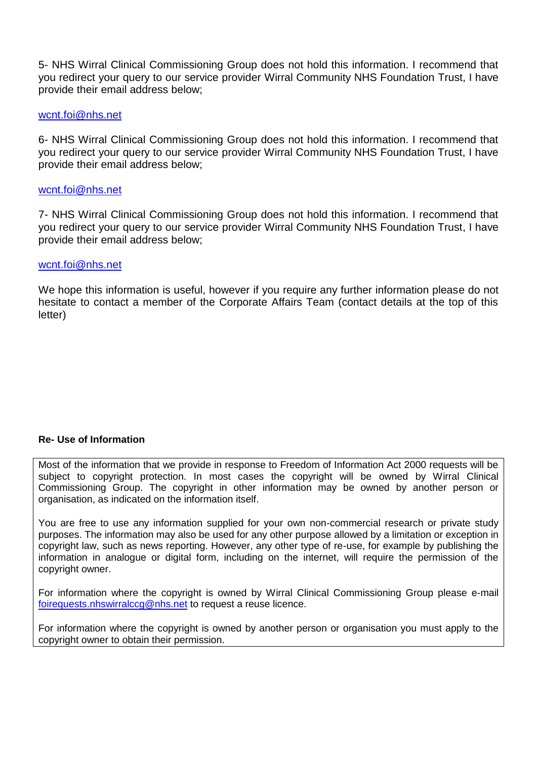5- NHS Wirral Clinical Commissioning Group does not hold this information. I recommend that you redirect your query to our service provider Wirral Community NHS Foundation Trust, I have provide their email address below;

wcnt.foi@nhs.net

6- NHS Wirral Clinical Commissioning Group does not hold this information. I recommend that you redirect your query to our service provider Wirral Community NHS Foundation Trust, I have provide their email address below;

wcnt.foi@nhs.net

7- NHS Wirral Clinical Commissioning Group does not hold this information. I recommend that you redirect your query to our service provider Wirral Community NHS Foundation Trust, I have provide their email address below;

wcnt.foi@nhs.net

We hope this information is useful, however if you require any further information please do not hesitate to contact a member of the Corporate Affairs Team (contact details at the top of this letter)

**Re- Use of Information**

Most of the information that we provide in response to Freedom of Information Act 2000 requests will be subject to copyright protection. In most cases the copyright will be owned by Wirral Clinical Commissioning Group. The copyright in other information may be owned by another person or organisation, as indicated on the information itself.

You are free to use any information supplied for your own non-commercial research or private study purposes. The information may also be used for any other purpose allowed by a limitation or exception in copyright law, such as news reporting. However, any other type of re-use, for example by publishing the information in analogue or digital form, including on the internet, will require the permission of the copyright owner.

For information where the copyright is owned by Wirral Clinical Commissioning Group please e-mail foirequests.nhswirralccg@nhs.net to request a reuse licence.

For information where the copyright is owned by another person or organisation you must apply to the copyright owner to obtain their permission.